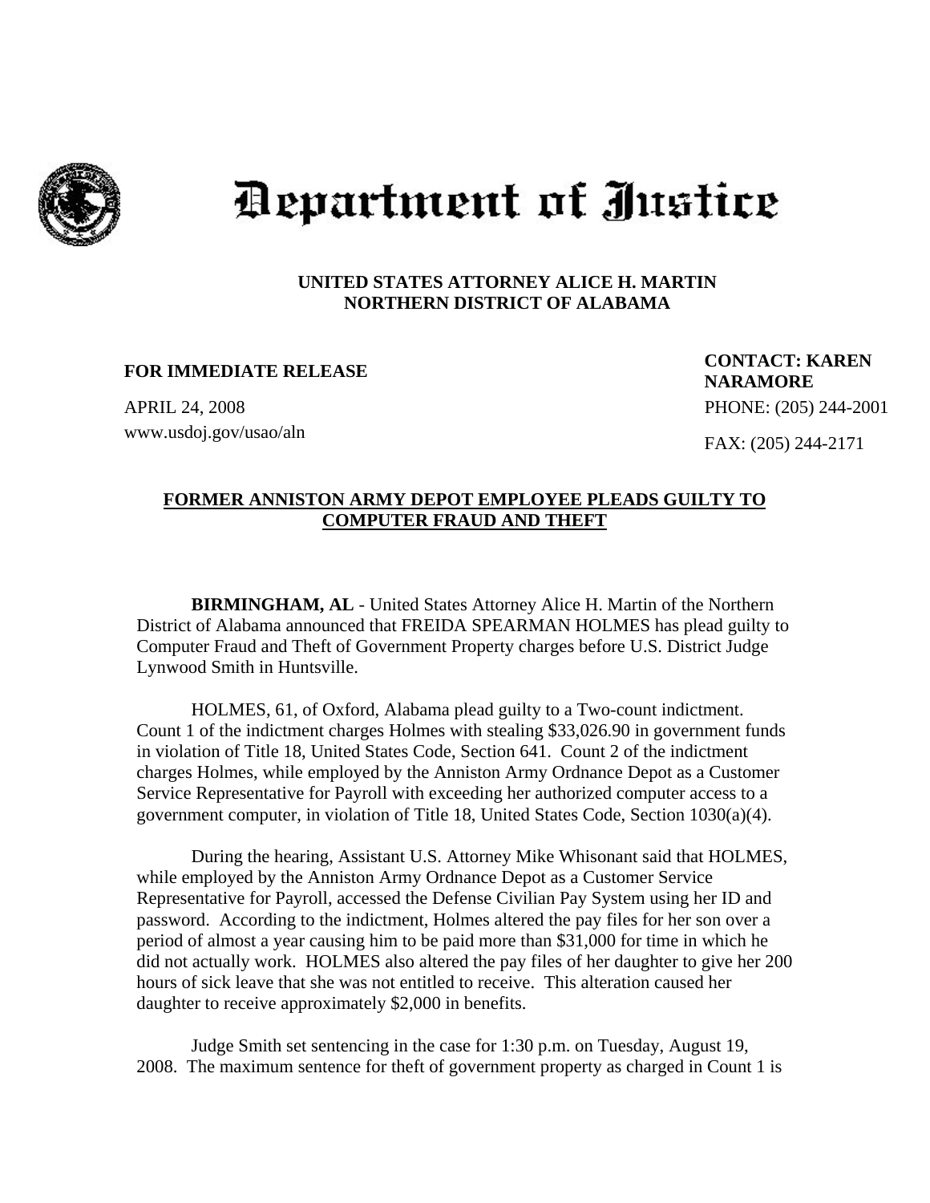# Department of Justice

**UNITED STATES ATTORNEY ALICE H. MARTIN**
**NORTHERN DISTRICT OF ALABAMA**

**FOR IMMEDIATE RELEASE**

APRIL 24, 2008
www.usdoj.gov/usao/aln

**CONTACT: KAREN NARAMORE**
PHONE: (205) 244-2001
FAX: (205) 244-2171

## FORMER ANNISTON ARMY DEPOT EMPLOYEE PLEADS GUILTY TO COMPUTER FRAUD AND THEFT

**BIRMINGHAM, AL** - United States Attorney Alice H. Martin of the Northern District of Alabama announced that FREIDA SPEARMAN HOLMES has plead guilty to Computer Fraud and Theft of Government Property charges before U.S. District Judge Lynwood Smith in Huntsville.

HOLMES, 61, of Oxford, Alabama plead guilty to a Two-count indictment. Count 1 of the indictment charges Holmes with stealing $33,026.90 in government funds in violation of Title 18, United States Code, Section 641. Count 2 of the indictment charges Holmes, while employed by the Anniston Army Ordnance Depot as a Customer Service Representative for Payroll with exceeding her authorized computer access to a government computer, in violation of Title 18, United States Code, Section 1030(a)(4).

During the hearing, Assistant U.S. Attorney Mike Whisonant said that HOLMES, while employed by the Anniston Army Ordnance Depot as a Customer Service Representative for Payroll, accessed the Defense Civilian Pay System using her ID and password. According to the indictment, Holmes altered the pay files for her son over a period of almost a year causing him to be paid more than $31,000 for time in which he did not actually work. HOLMES also altered the pay files of her daughter to give her 200 hours of sick leave that she was not entitled to receive. This alteration caused her daughter to receive approximately $2,000 in benefits.

Judge Smith set sentencing in the case for 1:30 p.m. on Tuesday, August 19, 2008. The maximum sentence for theft of government property as charged in Count 1 is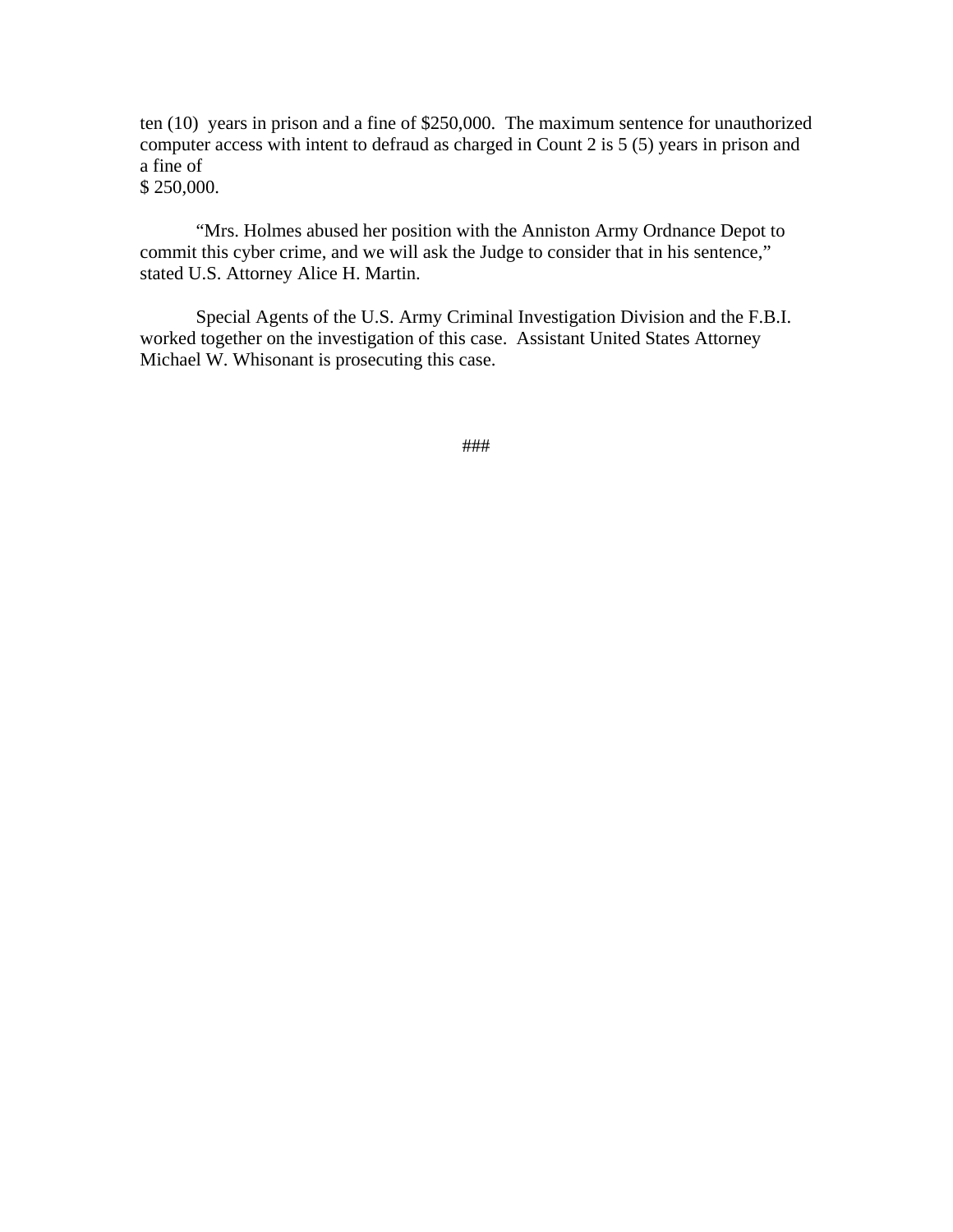ten (10) years in prison and a fine of $250,000. The maximum sentence for unauthorized computer access with intent to defraud as charged in Count 2 is 5 (5) years in prison and a fine of $ 250,000.

"Mrs. Holmes abused her position with the Anniston Army Ordnance Depot to commit this cyber crime, and we will ask the Judge to consider that in his sentence," stated U.S. Attorney Alice H. Martin.

Special Agents of the U.S. Army Criminal Investigation Division and the F.B.I. worked together on the investigation of this case. Assistant United States Attorney Michael W. Whisonant is prosecuting this case.

###